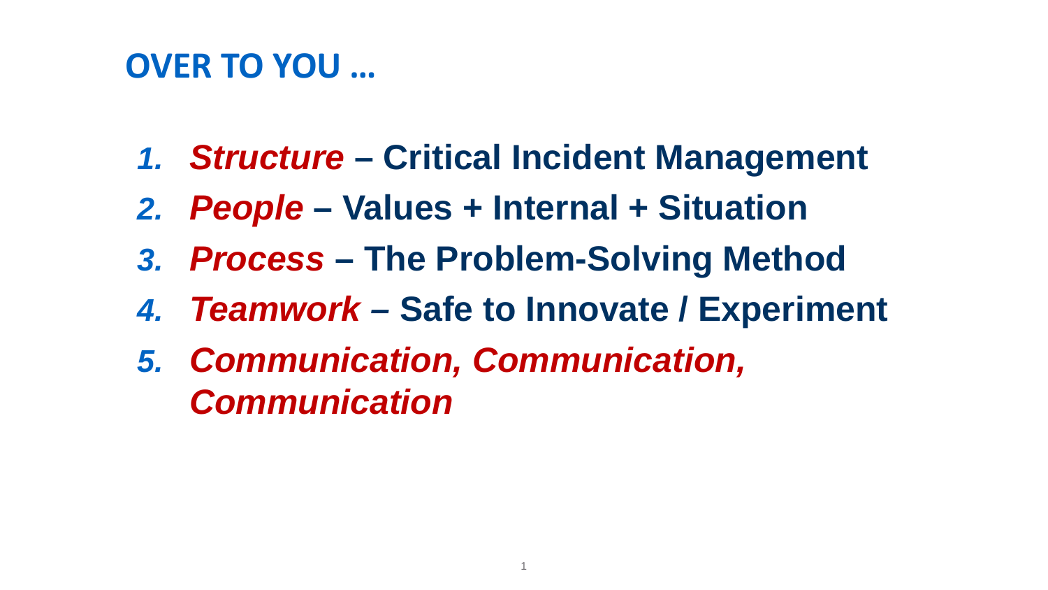# OVER TO YOU …

1. ***Structure*** **– Critical Incident Management**
2. ***People*** **– Values + Internal + Situation**
3. ***Process*** **– The Problem-Solving Method**
4. ***Teamwork*** **– Safe to Innovate / Experiment**
5. ***Communication, Communication, Communication***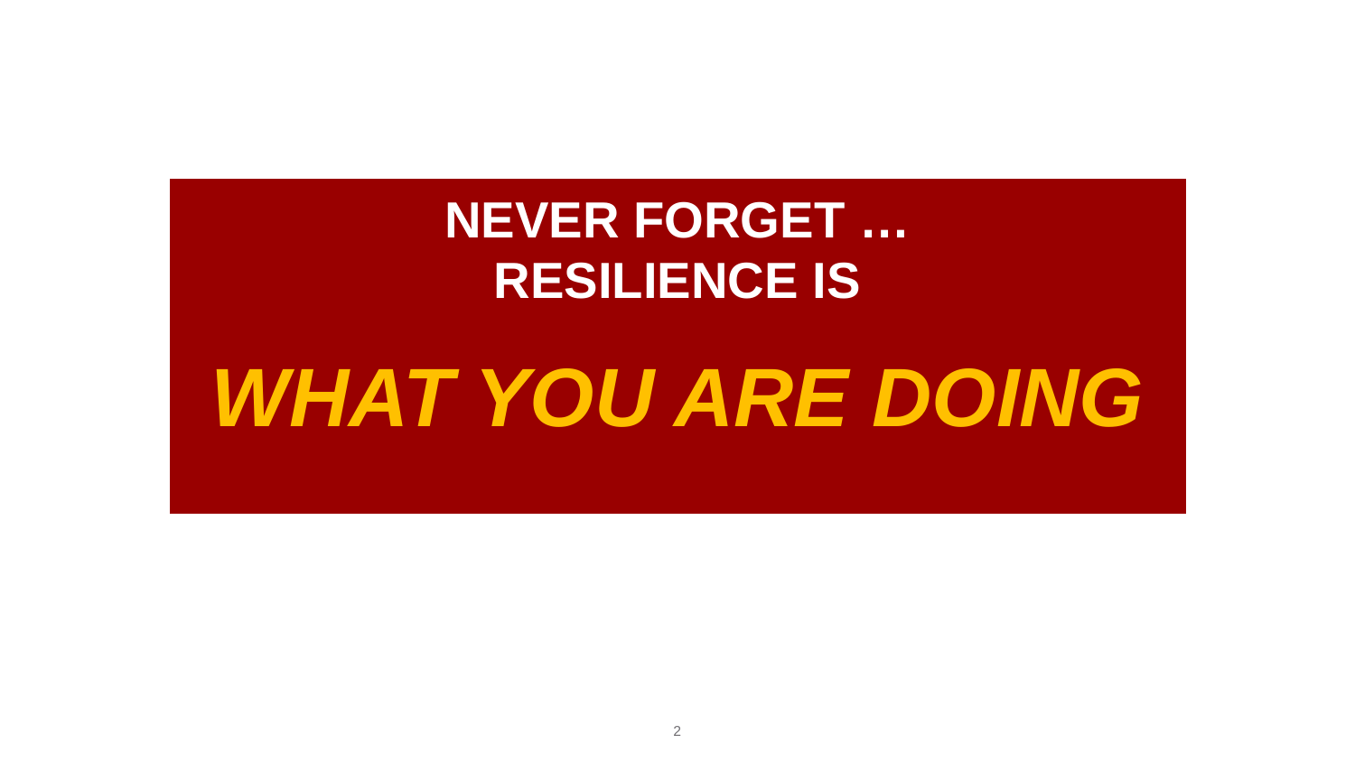**NEVER FORGET …**
**RESILIENCE IS**

***WHAT YOU ARE DOING***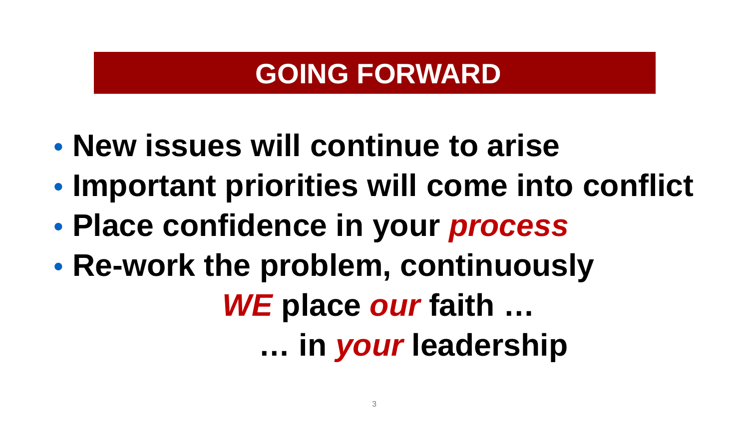# GOING FORWARD

- **New issues will continue to arise**
- **Important priorities will come into conflict**
- **Place confidence in your *process***
- **Re-work the problem, continuously**

***WE* place *our* faith …**

**… in *your* leadership**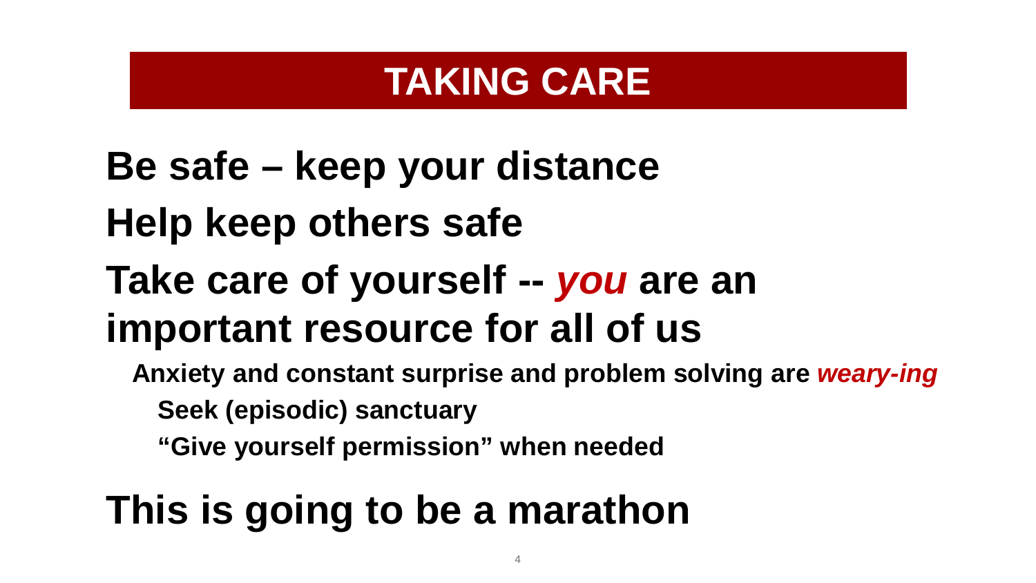# TAKING CARE

**Be safe – keep your distance**

**Help keep others safe**

**Take care of yourself -- *you* are an important resource for all of us**

- **Anxiety and constant surprise and problem solving are *weary-ing***
  - **Seek (episodic) sanctuary**
  - **"Give yourself permission" when needed**

**This is going to be a marathon**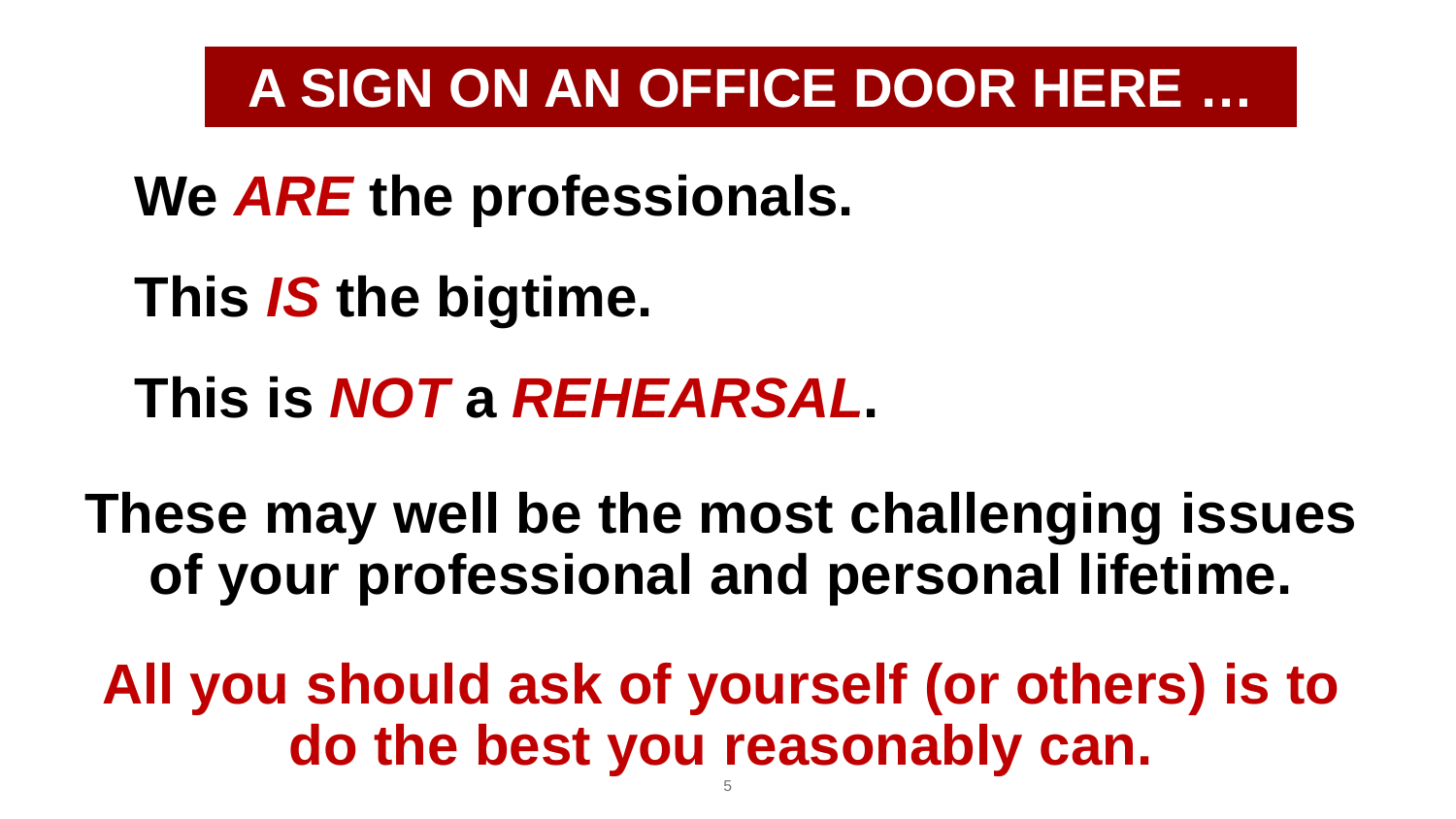# A SIGN ON AN OFFICE DOOR HERE …

**We *ARE* the professionals.**

**This *IS* the bigtime.**

**This is *NOT* a *REHEARSAL*.**

**These may well be the most challenging issues of your professional and personal lifetime.**

**All you should ask of yourself (or others) is to do the best you reasonably can.**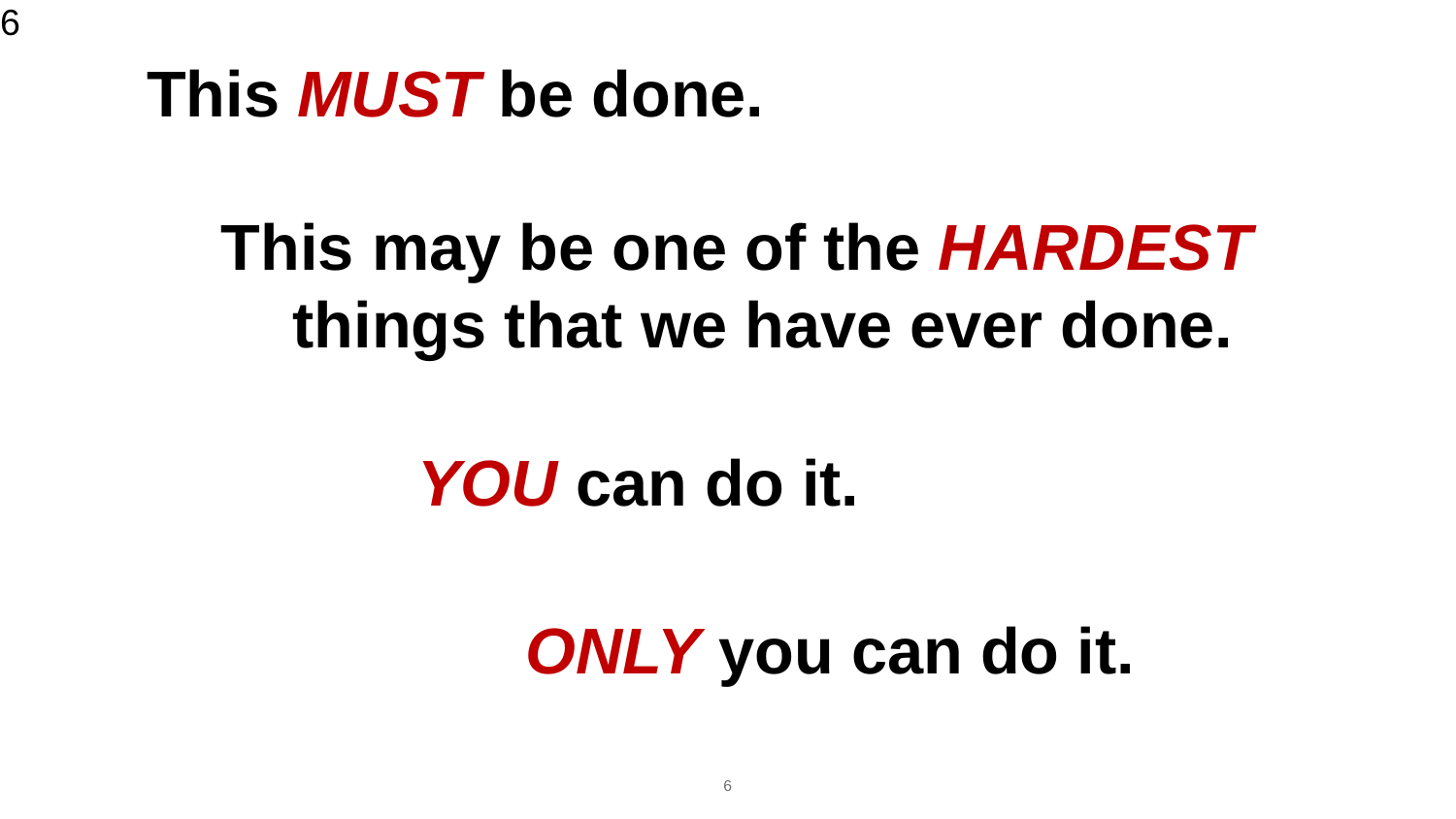**This *MUST* be done.**

**This may be one of the *HARDEST* things that we have ever done.**

***YOU* can do it.**

***ONLY* you can do it.**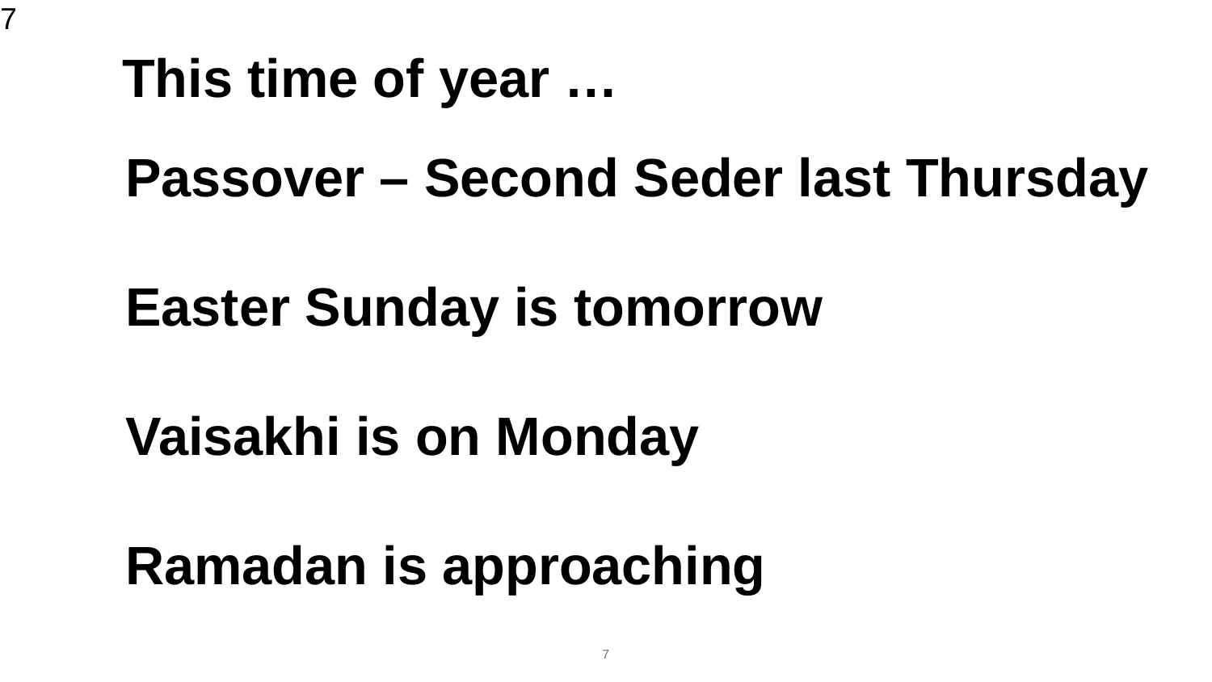# This time of year …

Passover – Second Seder last Thursday

Easter Sunday is tomorrow

Vaisakhi is on Monday

Ramadan is approaching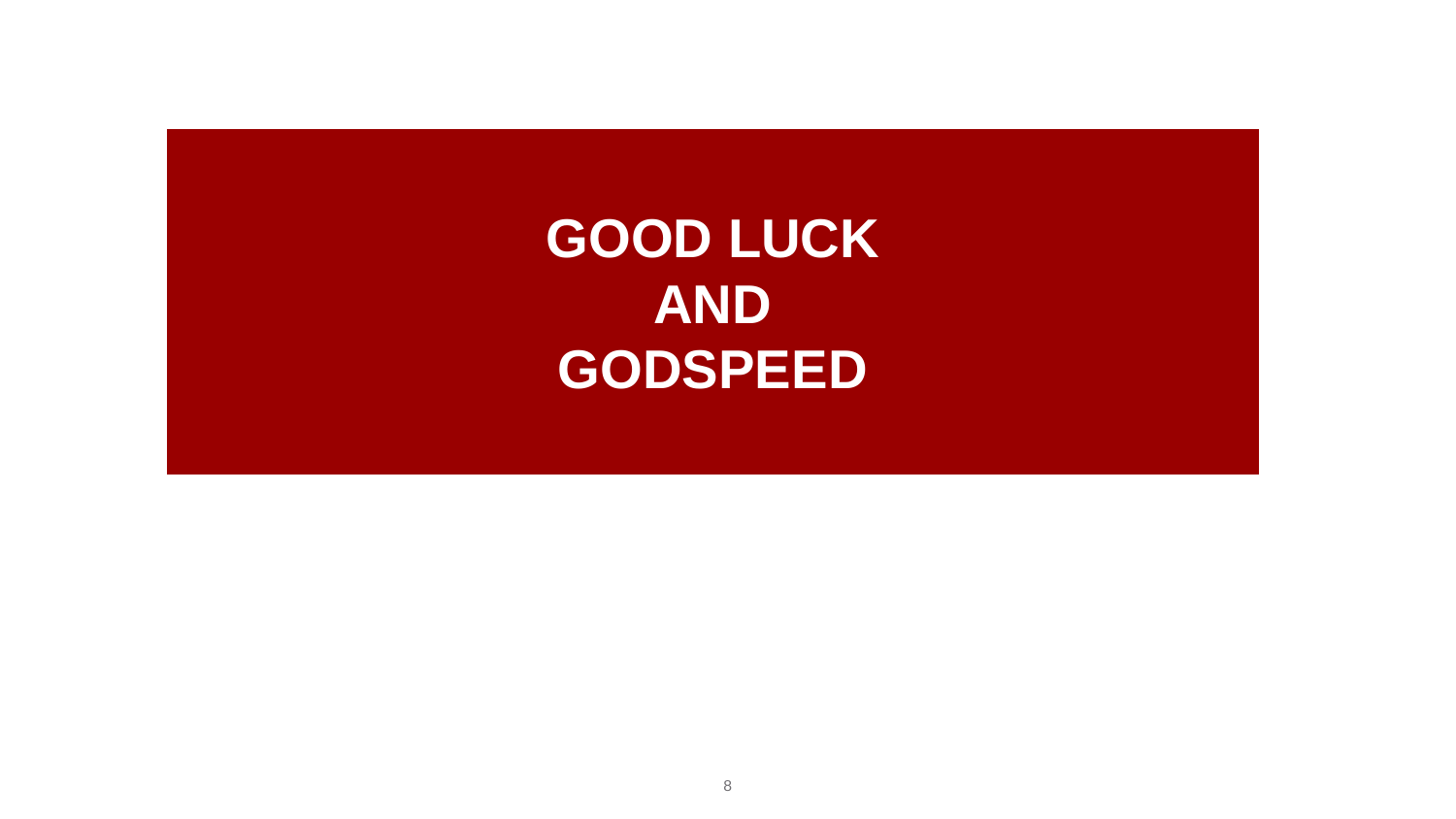# GOOD LUCK AND GODSPEED